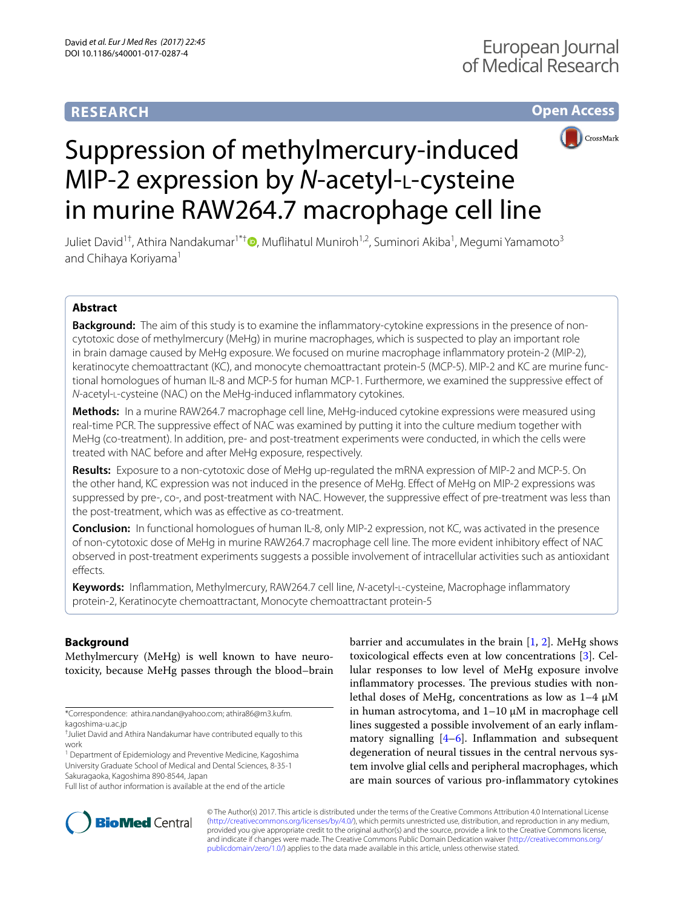**RESEARCH** | **Open Access**

# Suppression of methylmercury-induced MIP-2 expression by *N*-acetyl-L-cysteine in murine RAW264.7 macrophage cell line

Juliet David[1†], Athira Nandakumar[1*†], Muflihatul Muniroh[1,2], Suminori Akiba[1], Megumi Yamamoto[3] and Chihaya Koriyama[1]

## Abstract

**Background:** The aim of this study is to examine the inflammatory-cytokine expressions in the presence of non-cytotoxic dose of methylmercury (MeHg) in murine macrophages, which is suspected to play an important role in brain damage caused by MeHg exposure. We focused on murine macrophage inflammatory protein-2 (MIP-2), keratinocyte chemoattractant (KC), and monocyte chemoattractant protein-5 (MCP-5). MIP-2 and KC are murine functional homologues of human IL-8 and MCP-5 for human MCP-1. Furthermore, we examined the suppressive effect of *N*-acetyl-L-cysteine (NAC) on the MeHg-induced inflammatory cytokines.

**Methods:** In a murine RAW264.7 macrophage cell line, MeHg-induced cytokine expressions were measured using real-time PCR. The suppressive effect of NAC was examined by putting it into the culture medium together with MeHg (co-treatment). In addition, pre- and post-treatment experiments were conducted, in which the cells were treated with NAC before and after MeHg exposure, respectively.

**Results:** Exposure to a non-cytotoxic dose of MeHg up-regulated the mRNA expression of MIP-2 and MCP-5. On the other hand, KC expression was not induced in the presence of MeHg. Effect of MeHg on MIP-2 expressions was suppressed by pre-, co-, and post-treatment with NAC. However, the suppressive effect of pre-treatment was less than the post-treatment, which was as effective as co-treatment.

**Conclusion:** In functional homologues of human IL-8, only MIP-2 expression, not KC, was activated in the presence of non-cytotoxic dose of MeHg in murine RAW264.7 macrophage cell line. The more evident inhibitory effect of NAC observed in post-treatment experiments suggests a possible involvement of intracellular activities such as antioxidant effects.

**Keywords:** Inflammation, Methylmercury, RAW264.7 cell line, *N*-acetyl-L-cysteine, Macrophage inflammatory protein-2, Keratinocyte chemoattractant, Monocyte chemoattractant protein-5

## Background

Methylmercury (MeHg) is well known to have neurotoxicity, because MeHg passes through the blood–brain barrier and accumulates in the brain [1, 2]. MeHg shows toxicological effects even at low concentrations [3]. Cellular responses to low level of MeHg exposure involve inflammatory processes. The previous studies with non-lethal doses of MeHg, concentrations as low as 1–4 μM in human astrocytoma, and 1–10 μM in macrophage cell lines suggested a possible involvement of an early inflammatory signalling [4–6]. Inflammation and subsequent degeneration of neural tissues in the central nervous system involve glial cells and peripheral macrophages, which are main sources of various pro-inflammatory cytokines

*Correspondence: athira.nandan@yahoo.com; athira86@m3.kufm.kagoshima-u.ac.jp

†Juliet David and Athira Nandakumar have contributed equally to this work

[1] Department of Epidemiology and Preventive Medicine, Kagoshima University Graduate School of Medical and Dental Sciences, 8-35-1 Sakuragaoka, Kagoshima 890-8544, Japan

Full list of author information is available at the end of the article

© The Author(s) 2017. This article is distributed under the terms of the Creative Commons Attribution 4.0 International License (http://creativecommons.org/licenses/by/4.0/), which permits unrestricted use, distribution, and reproduction in any medium, provided you give appropriate credit to the original author(s) and the source, provide a link to the Creative Commons license, and indicate if changes were made. The Creative Commons Public Domain Dedication waiver (http://creativecommons.org/publicdomain/zero/1.0/) applies to the data made available in this article, unless otherwise stated.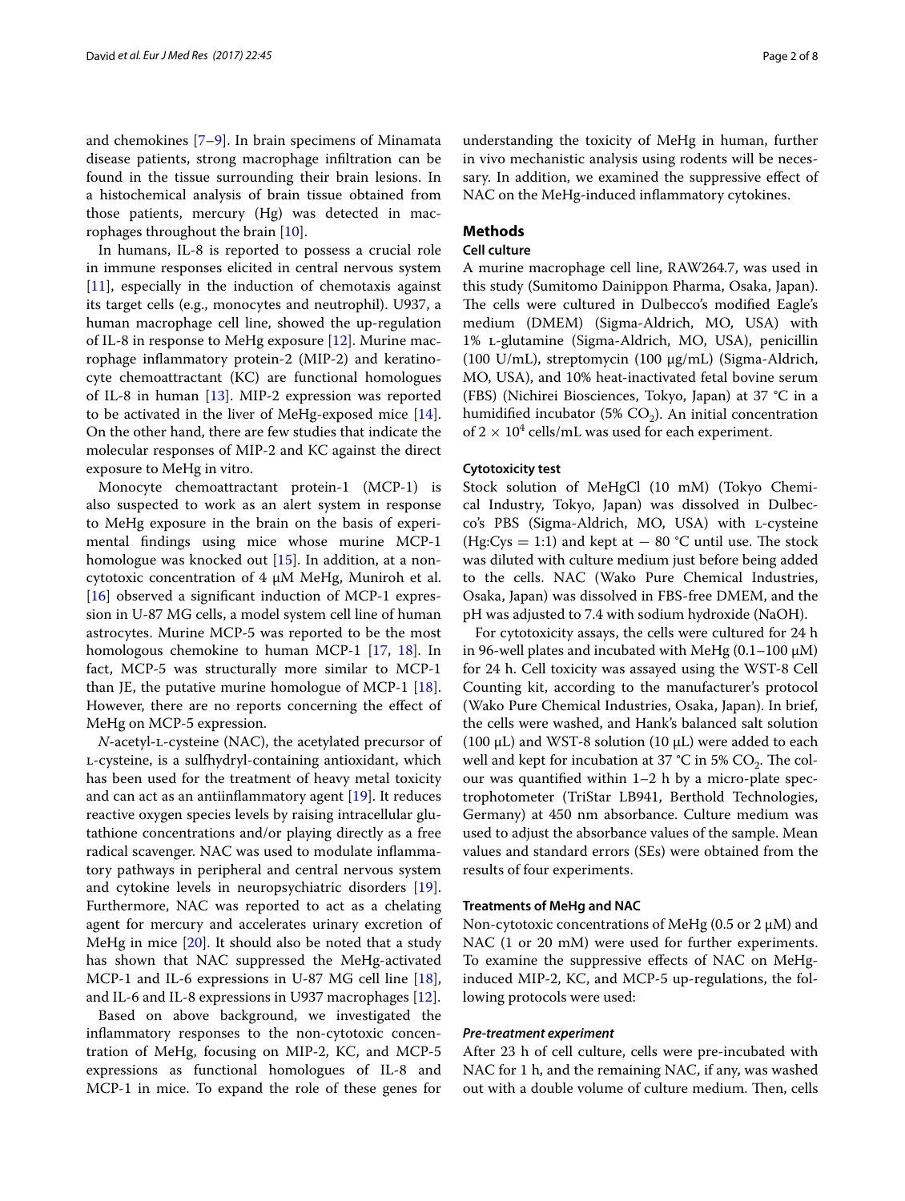and chemokines [7–9]. In brain specimens of Minamata disease patients, strong macrophage infiltration can be found in the tissue surrounding their brain lesions. In a histochemical analysis of brain tissue obtained from those patients, mercury (Hg) was detected in macrophages throughout the brain [10].

In humans, IL-8 is reported to possess a crucial role in immune responses elicited in central nervous system [11], especially in the induction of chemotaxis against its target cells (e.g., monocytes and neutrophil). U937, a human macrophage cell line, showed the up-regulation of IL-8 in response to MeHg exposure [12]. Murine macrophage inflammatory protein-2 (MIP-2) and keratinocyte chemoattractant (KC) are functional homologues of IL-8 in human [13]. MIP-2 expression was reported to be activated in the liver of MeHg-exposed mice [14]. On the other hand, there are few studies that indicate the molecular responses of MIP-2 and KC against the direct exposure to MeHg in vitro.

Monocyte chemoattractant protein-1 (MCP-1) is also suspected to work as an alert system in response to MeHg exposure in the brain on the basis of experimental findings using mice whose murine MCP-1 homologue was knocked out [15]. In addition, at a non-cytotoxic concentration of 4 μM MeHg, Muniroh et al. [16] observed a significant induction of MCP-1 expression in U-87 MG cells, a model system cell line of human astrocytes. Murine MCP-5 was reported to be the most homologous chemokine to human MCP-1 [17, 18]. In fact, MCP-5 was structurally more similar to MCP-1 than JE, the putative murine homologue of MCP-1 [18]. However, there are no reports concerning the effect of MeHg on MCP-5 expression.

*N*-acetyl-L-cysteine (NAC), the acetylated precursor of L-cysteine, is a sulfhydryl-containing antioxidant, which has been used for the treatment of heavy metal toxicity and can act as an antiinflammatory agent [19]. It reduces reactive oxygen species levels by raising intracellular glutathione concentrations and/or playing directly as a free radical scavenger. NAC was used to modulate inflammatory pathways in peripheral and central nervous system and cytokine levels in neuropsychiatric disorders [19]. Furthermore, NAC was reported to act as a chelating agent for mercury and accelerates urinary excretion of MeHg in mice [20]. It should also be noted that a study has shown that NAC suppressed the MeHg-activated MCP-1 and IL-6 expressions in U-87 MG cell line [18], and IL-6 and IL-8 expressions in U937 macrophages [12].

Based on above background, we investigated the inflammatory responses to the non-cytotoxic concentration of MeHg, focusing on MIP-2, KC, and MCP-5 expressions as functional homologues of IL-8 and MCP-1 in mice. To expand the role of these genes for understanding the toxicity of MeHg in human, further in vivo mechanistic analysis using rodents will be necessary. In addition, we examined the suppressive effect of NAC on the MeHg-induced inflammatory cytokines.

## Methods

### Cell culture

A murine macrophage cell line, RAW264.7, was used in this study (Sumitomo Dainippon Pharma, Osaka, Japan). The cells were cultured in Dulbecco's modified Eagle's medium (DMEM) (Sigma-Aldrich, MO, USA) with 1% L-glutamine (Sigma-Aldrich, MO, USA), penicillin (100 U/mL), streptomycin (100 μg/mL) (Sigma-Aldrich, MO, USA), and 10% heat-inactivated fetal bovine serum (FBS) (Nichirei Biosciences, Tokyo, Japan) at 37 °C in a humidified incubator (5% $CO_2$). An initial concentration of $2 \times 10^4$ cells/mL was used for each experiment.

### Cytotoxicity test

Stock solution of MeHgCl (10 mM) (Tokyo Chemical Industry, Tokyo, Japan) was dissolved in Dulbecco's PBS (Sigma-Aldrich, MO, USA) with L-cysteine (Hg:Cys = 1:1) and kept at − 80 °C until use. The stock was diluted with culture medium just before being added to the cells. NAC (Wako Pure Chemical Industries, Osaka, Japan) was dissolved in FBS-free DMEM, and the pH was adjusted to 7.4 with sodium hydroxide (NaOH).

For cytotoxicity assays, the cells were cultured for 24 h in 96-well plates and incubated with MeHg (0.1–100 μM) for 24 h. Cell toxicity was assayed using the WST-8 Cell Counting kit, according to the manufacturer's protocol (Wako Pure Chemical Industries, Osaka, Japan). In brief, the cells were washed, and Hank's balanced salt solution (100 μL) and WST-8 solution (10 μL) were added to each well and kept for incubation at 37 °C in 5% $CO_2$. The colour was quantified within 1–2 h by a micro-plate spectrophotometer (TriStar LB941, Berthold Technologies, Germany) at 450 nm absorbance. Culture medium was used to adjust the absorbance values of the sample. Mean values and standard errors (SEs) were obtained from the results of four experiments.

### Treatments of MeHg and NAC

Non-cytotoxic concentrations of MeHg (0.5 or 2 μM) and NAC (1 or 20 mM) were used for further experiments. To examine the suppressive effects of NAC on MeHg-induced MIP-2, KC, and MCP-5 up-regulations, the following protocols were used:

#### *Pre-treatment experiment*

After 23 h of cell culture, cells were pre-incubated with NAC for 1 h, and the remaining NAC, if any, was washed out with a double volume of culture medium. Then, cells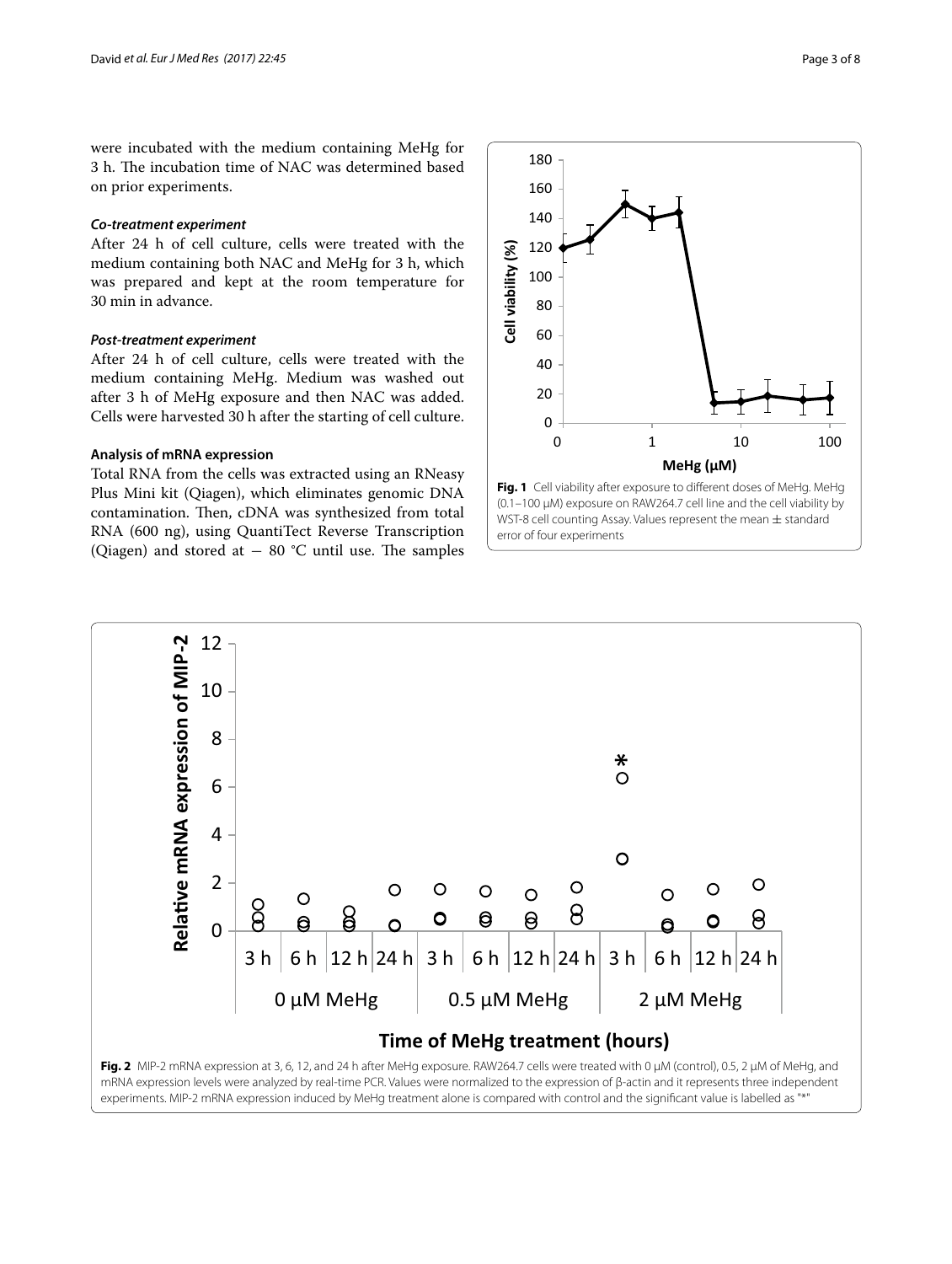were incubated with the medium containing MeHg for 3 h. The incubation time of NAC was determined based on prior experiments.

#### *Co-treatment experiment*

After 24 h of cell culture, cells were treated with the medium containing both NAC and MeHg for 3 h, which was prepared and kept at the room temperature for 30 min in advance.

#### *Post-treatment experiment*

After 24 h of cell culture, cells were treated with the medium containing MeHg. Medium was washed out after 3 h of MeHg exposure and then NAC was added. Cells were harvested 30 h after the starting of cell culture.

### Analysis of mRNA expression

Total RNA from the cells was extracted using an RNeasy Plus Mini kit (Qiagen), which eliminates genomic DNA contamination. Then, cDNA was synthesized from total RNA (600 ng), using QuantiTect Reverse Transcription (Qiagen) and stored at − 80 °C until use. The samples

**Fig. 1** Cell viability after exposure to different doses of MeHg. MeHg (0.1–100 μM) exposure on RAW264.7 cell line and the cell viability by WST-8 cell counting Assay. Values represent the mean ± standard error of four experiments

**Fig. 2** MIP-2 mRNA expression at 3, 6, 12, and 24 h after MeHg exposure. RAW264.7 cells were treated with 0 μM (control), 0.5, 2 μM of MeHg, and mRNA expression levels were analyzed by real-time PCR. Values were normalized to the expression of β-actin and it represents three independent experiments. MIP-2 mRNA expression induced by MeHg treatment alone is compared with control and the significant value is labelled as "*"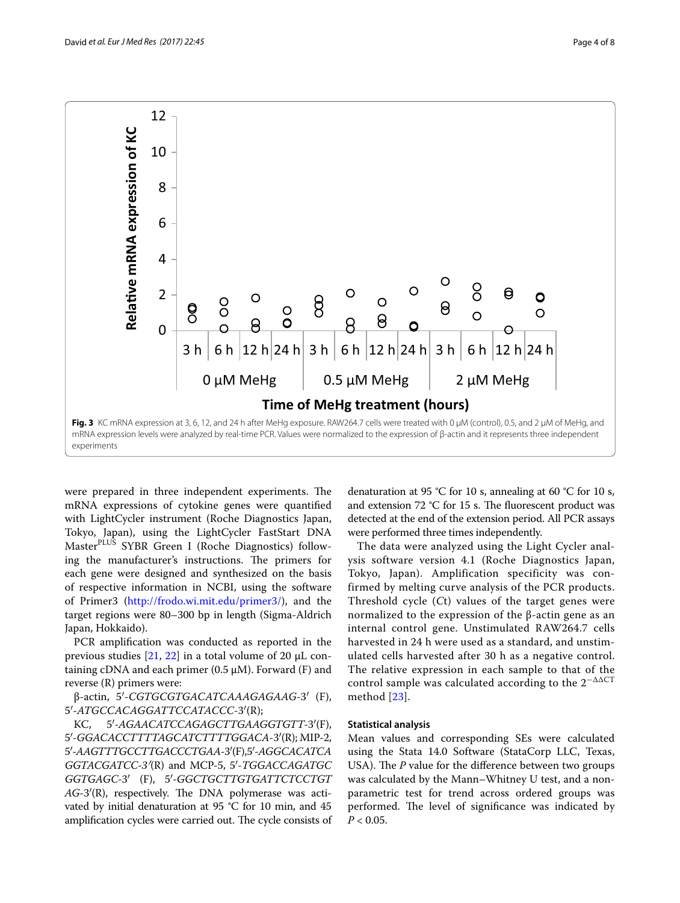Fig. 3 KC mRNA expression at 3, 6, 12, and 24 h after MeHg exposure. RAW264.7 cells were treated with 0 μM (control), 0.5, and 2 μM of MeHg, and mRNA expression levels were analyzed by real-time PCR. Values were normalized to the expression of β-actin and it represents three independent experiments

were prepared in three independent experiments. The mRNA expressions of cytokine genes were quantified with LightCycler instrument (Roche Diagnostics Japan, Tokyo, Japan), using the LightCycler FastStart DNA Master$^{PLUS}$ SYBR Green I (Roche Diagnostics) following the manufacturer's instructions. The primers for each gene were designed and synthesized on the basis of respective information in NCBI, using the software of Primer3 (http://frodo.wi.mit.edu/primer3/), and the target regions were 80–300 bp in length (Sigma-Aldrich Japan, Hokkaido).

PCR amplification was conducted as reported in the previous studies [21, 22] in a total volume of 20 μL containing cDNA and each primer (0.5 μM). Forward (F) and reverse (R) primers were:

β-actin, 5′-*CGTGCGTGACATCAAAGAGAAG*-3′ (F), 5′-*ATGCCACAGGATTCCATACCC*-3′(R);

KC, 5′-*AGAACATCCAGAGCTTGAAGGTGTT*-3′(F), 5′-*GGACACCTTTTAGCATCTTTTGGACA*-3′(R); MIP-2, 5′-*AAGTTTGCCTTGACCCTGAA*-3′(F),5′-*AGGCACATCAGGTACGATCC*-3′(R) and MCP-5, 5′-*TGGACCAGATGCGGTGAGC*-3′ (F), 5′-*GGCTGCTTGTGATTCTCCTGTAG*-3′(R), respectively. The DNA polymerase was activated by initial denaturation at 95 °C for 10 min, and 45 amplification cycles were carried out. The cycle consists of denaturation at 95 °C for 10 s, annealing at 60 °C for 10 s, and extension 72 °C for 15 s. The fluorescent product was detected at the end of the extension period. All PCR assays were performed three times independently.

The data were analyzed using the Light Cycler analysis software version 4.1 (Roche Diagnostics Japan, Tokyo, Japan). Amplification specificity was confirmed by melting curve analysis of the PCR products. Threshold cycle (*C*t) values of the target genes were normalized to the expression of the β-actin gene as an internal control gene. Unstimulated RAW264.7 cells harvested in 24 h were used as a standard, and unstimulated cells harvested after 30 h as a negative control. The relative expression in each sample to that of the control sample was calculated according to the $2^{-\Delta\Delta CT}$ method [23].

#### Statistical analysis

Mean values and corresponding SEs were calculated using the Stata 14.0 Software (StataCorp LLC, Texas, USA). The *P* value for the difference between two groups was calculated by the Mann–Whitney U test, and a nonparametric test for trend across ordered groups was performed. The level of significance was indicated by $P < 0.05$.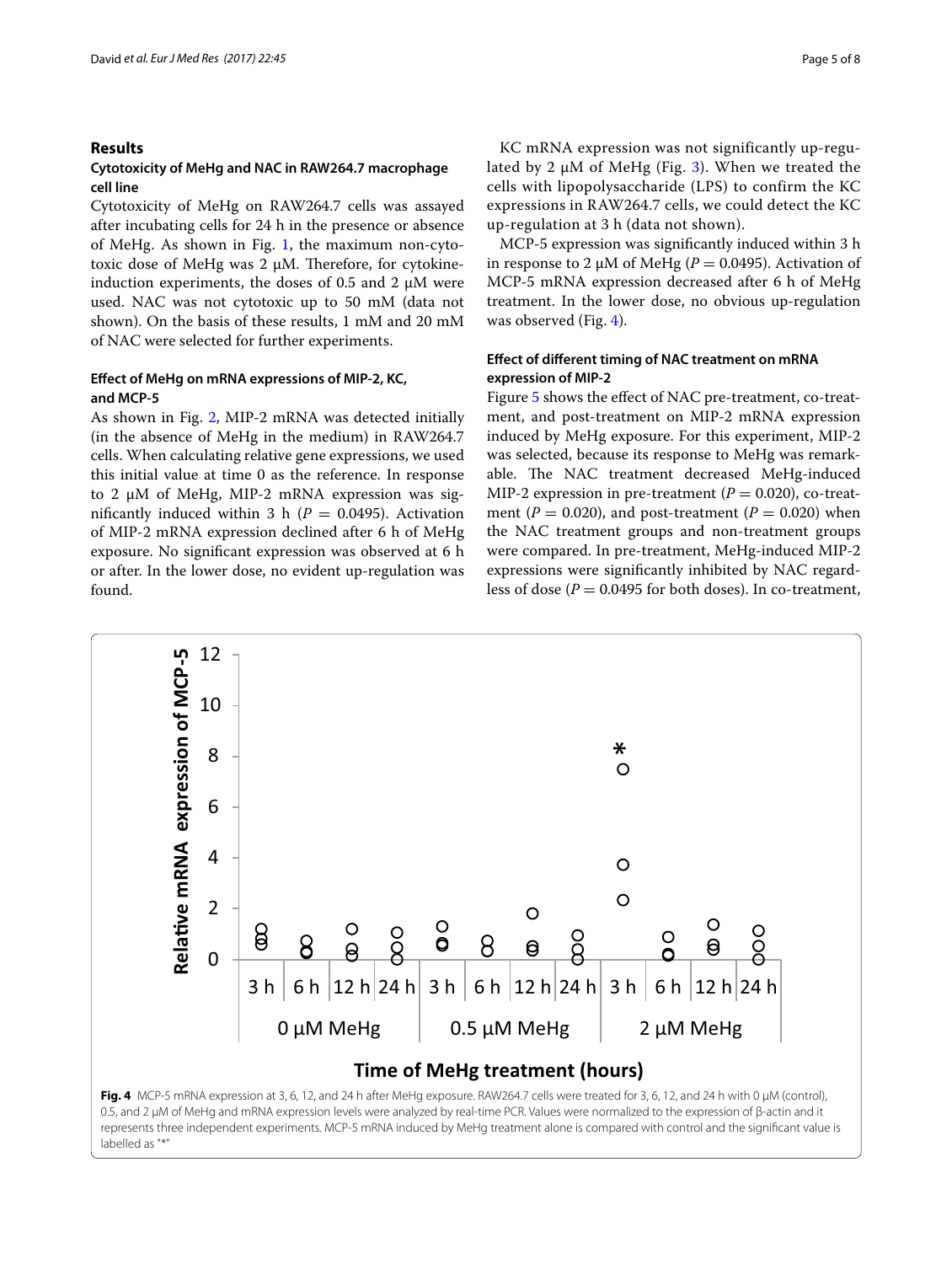## Results

### Cytotoxicity of MeHg and NAC in RAW264.7 macrophage cell line

Cytotoxicity of MeHg on RAW264.7 cells was assayed after incubating cells for 24 h in the presence or absence of MeHg. As shown in Fig. 1, the maximum non-cytotoxic dose of MeHg was 2 μM. Therefore, for cytokine-induction experiments, the doses of 0.5 and 2 μM were used. NAC was not cytotoxic up to 50 mM (data not shown). On the basis of these results, 1 mM and 20 mM of NAC were selected for further experiments.

### Effect of MeHg on mRNA expressions of MIP-2, KC, and MCP-5

As shown in Fig. 2, MIP-2 mRNA was detected initially (in the absence of MeHg in the medium) in RAW264.7 cells. When calculating relative gene expressions, we used this initial value at time 0 as the reference. In response to 2 μM of MeHg, MIP-2 mRNA expression was significantly induced within 3 h ($P = 0.0495$). Activation of MIP-2 mRNA expression declined after 6 h of MeHg exposure. No significant expression was observed at 6 h or after. In the lower dose, no evident up-regulation was found.

KC mRNA expression was not significantly up-regulated by 2 μM of MeHg (Fig. 3). When we treated the cells with lipopolysaccharide (LPS) to confirm the KC expressions in RAW264.7 cells, we could detect the KC up-regulation at 3 h (data not shown).

MCP-5 expression was significantly induced within 3 h in response to 2 μM of MeHg ($P = 0.0495$). Activation of MCP-5 mRNA expression decreased after 6 h of MeHg treatment. In the lower dose, no obvious up-regulation was observed (Fig. 4).

### Effect of different timing of NAC treatment on mRNA expression of MIP-2

Figure 5 shows the effect of NAC pre-treatment, co-treatment, and post-treatment on MIP-2 mRNA expression induced by MeHg exposure. For this experiment, MIP-2 was selected, because its response to MeHg was remarkable. The NAC treatment decreased MeHg-induced MIP-2 expression in pre-treatment ($P = 0.020$), co-treatment ($P = 0.020$), and post-treatment ($P = 0.020$) when the NAC treatment groups and non-treatment groups were compared. In pre-treatment, MeHg-induced MIP-2 expressions were significantly inhibited by NAC regardless of dose ($P = 0.0495$ for both doses). In co-treatment,

**Fig. 4** MCP-5 mRNA expression at 3, 6, 12, and 24 h after MeHg exposure. RAW264.7 cells were treated for 3, 6, 12, and 24 h with 0 μM (control), 0.5, and 2 μM of MeHg and mRNA expression levels were analyzed by real-time PCR. Values were normalized to the expression of β-actin and it represents three independent experiments. MCP-5 mRNA induced by MeHg treatment alone is compared with control and the significant value is labelled as "*"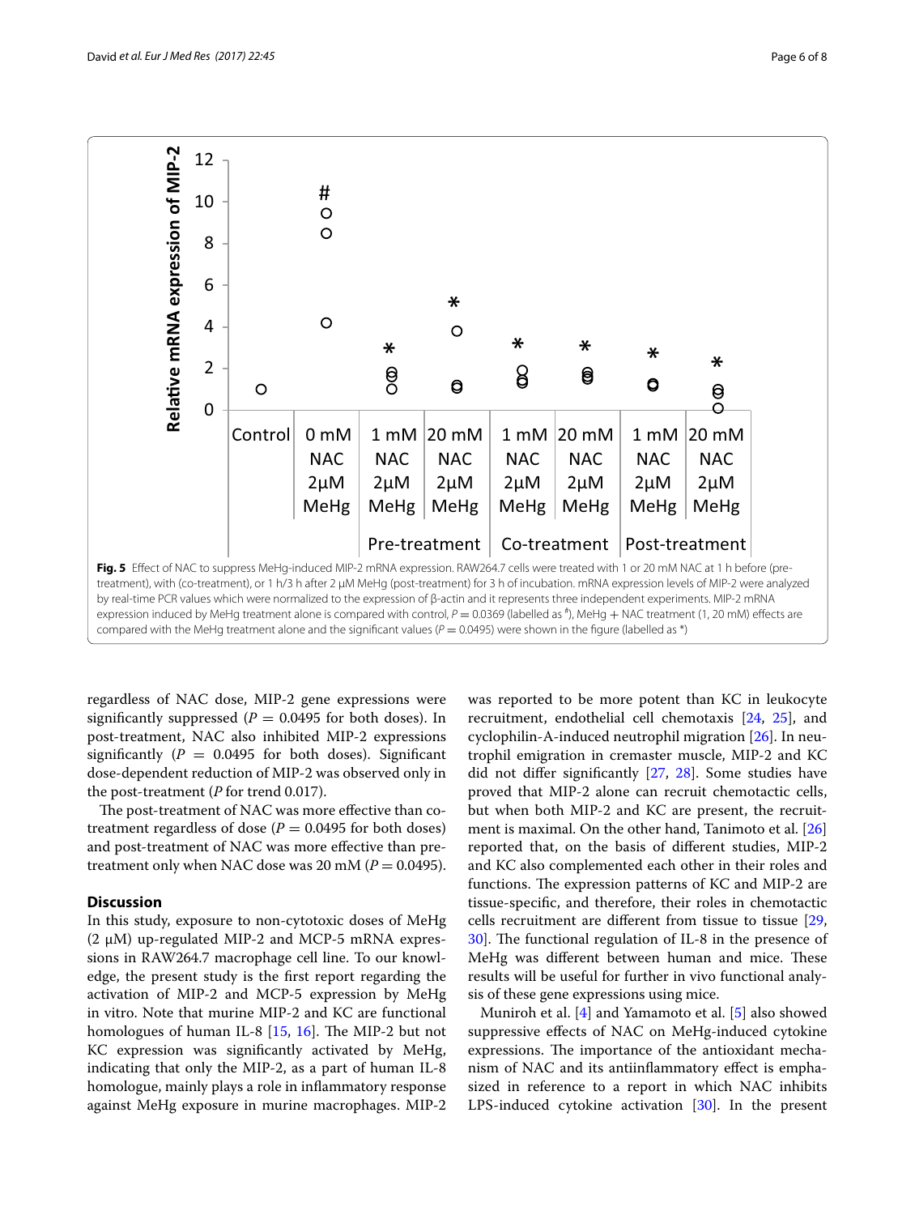**Fig. 5** Effect of NAC to suppress MeHg-induced MIP-2 mRNA expression. RAW264.7 cells were treated with 1 or 20 mM NAC at 1 h before (pre-treatment), with (co-treatment), or 1 h/3 h after 2 μM MeHg (post-treatment) for 3 h of incubation. mRNA expression levels of MIP-2 were analyzed by real-time PCR values which were normalized to the expression of β-actin and it represents three independent experiments. MIP-2 mRNA expression induced by MeHg treatment alone is compared with control, $P = 0.0369$ (labelled as #), MeHg + NAC treatment (1, 20 mM) effects are compared with the MeHg treatment alone and the significant values ($P = 0.0495$) were shown in the figure (labelled as *)

regardless of NAC dose, MIP-2 gene expressions were significantly suppressed ($P = 0.0495$ for both doses). In post-treatment, NAC also inhibited MIP-2 expressions significantly ($P = 0.0495$ for both doses). Significant dose-dependent reduction of MIP-2 was observed only in the post-treatment (*P* for trend 0.017).

The post-treatment of NAC was more effective than co-treatment regardless of dose ($P = 0.0495$ for both doses) and post-treatment of NAC was more effective than pre-treatment only when NAC dose was 20 mM ($P = 0.0495$).

## Discussion

In this study, exposure to non-cytotoxic doses of MeHg (2 μM) up-regulated MIP-2 and MCP-5 mRNA expressions in RAW264.7 macrophage cell line. To our knowledge, the present study is the first report regarding the activation of MIP-2 and MCP-5 expression by MeHg in vitro. Note that murine MIP-2 and KC are functional homologues of human IL-8 [15, 16]. The MIP-2 but not KC expression was significantly activated by MeHg, indicating that only the MIP-2, as a part of human IL-8 homologue, mainly plays a role in inflammatory response against MeHg exposure in murine macrophages. MIP-2 was reported to be more potent than KC in leukocyte recruitment, endothelial cell chemotaxis [24, 25], and cyclophilin-A-induced neutrophil migration [26]. In neutrophil emigration in cremaster muscle, MIP-2 and KC did not differ significantly [27, 28]. Some studies have proved that MIP-2 alone can recruit chemotactic cells, but when both MIP-2 and KC are present, the recruitment is maximal. On the other hand, Tanimoto et al. [26] reported that, on the basis of different studies, MIP-2 and KC also complemented each other in their roles and functions. The expression patterns of KC and MIP-2 are tissue-specific, and therefore, their roles in chemotactic cells recruitment are different from tissue to tissue [29, 30]. The functional regulation of IL-8 in the presence of MeHg was different between human and mice. These results will be useful for further in vivo functional analysis of these gene expressions using mice.

Muniroh et al. [4] and Yamamoto et al. [5] also showed suppressive effects of NAC on MeHg-induced cytokine expressions. The importance of the antioxidant mechanism of NAC and its antiinflammatory effect is emphasized in reference to a report in which NAC inhibits LPS-induced cytokine activation [30]. In the present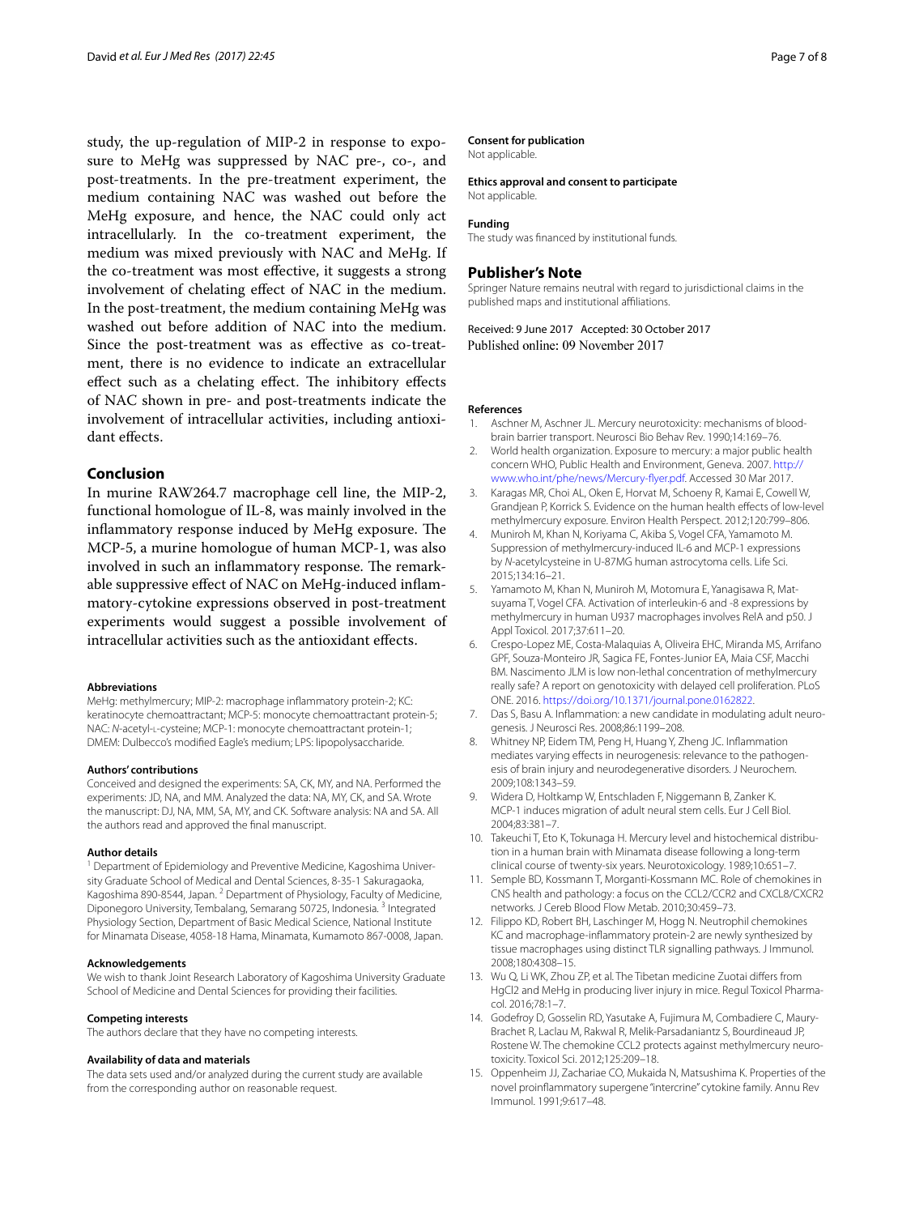study, the up-regulation of MIP-2 in response to exposure to MeHg was suppressed by NAC pre-, co-, and post-treatments. In the pre-treatment experiment, the medium containing NAC was washed out before the MeHg exposure, and hence, the NAC could only act intracellularly. In the co-treatment experiment, the medium was mixed previously with NAC and MeHg. If the co-treatment was most effective, it suggests a strong involvement of chelating effect of NAC in the medium. In the post-treatment, the medium containing MeHg was washed out before addition of NAC into the medium. Since the post-treatment was as effective as co-treatment, there is no evidence to indicate an extracellular effect such as a chelating effect. The inhibitory effects of NAC shown in pre- and post-treatments indicate the involvement of intracellular activities, including antioxidant effects.

## Conclusion

In murine RAW264.7 macrophage cell line, the MIP-2, functional homologue of IL-8, was mainly involved in the inflammatory response induced by MeHg exposure. The MCP-5, a murine homologue of human MCP-1, was also involved in such an inflammatory response. The remarkable suppressive effect of NAC on MeHg-induced inflammatory-cytokine expressions observed in post-treatment experiments would suggest a possible involvement of intracellular activities such as the antioxidant effects.

#### Abbreviations

MeHg: methylmercury; MIP-2: macrophage inflammatory protein-2; KC: keratinocyte chemoattractant; MCP-5: monocyte chemoattractant protein-5; NAC: *N*-acetyl-L-cysteine; MCP-1: monocyte chemoattractant protein-1; DMEM: Dulbecco's modified Eagle's medium; LPS: lipopolysaccharide.

#### Authors' contributions

Conceived and designed the experiments: SA, CK, MY, and NA. Performed the experiments: JD, NA, and MM. Analyzed the data: NA, MY, CK, and SA. Wrote the manuscript: DJ, NA, MM, SA, MY, and CK. Software analysis: NA and SA. All the authors read and approved the final manuscript.

#### Author details

[1] Department of Epidemiology and Preventive Medicine, Kagoshima University Graduate School of Medical and Dental Sciences, 8-35-1 Sakuragaoka, Kagoshima 890-8544, Japan. [2] Department of Physiology, Faculty of Medicine, Diponegoro University, Tembalang, Semarang 50725, Indonesia. [3] Integrated Physiology Section, Department of Basic Medical Science, National Institute for Minamata Disease, 4058-18 Hama, Minamata, Kumamoto 867-0008, Japan.

#### Acknowledgements

We wish to thank Joint Research Laboratory of Kagoshima University Graduate School of Medicine and Dental Sciences for providing their facilities.

#### Competing interests

The authors declare that they have no competing interests.

#### Availability of data and materials

The data sets used and/or analyzed during the current study are available from the corresponding author on reasonable request.

#### Consent for publication

Not applicable.

#### Ethics approval and consent to participate

Not applicable.

#### Funding

The study was financed by institutional funds.

## Publisher's Note

Springer Nature remains neutral with regard to jurisdictional claims in the published maps and institutional affiliations.

Received: 9 June 2017 Accepted: 30 October 2017
Published online: 09 November 2017

#### References

1. Aschner M, Aschner JL. Mercury neurotoxicity: mechanisms of blood-brain barrier transport. Neurosci Bio Behav Rev. 1990;14:169–76.
2. World health organization. Exposure to mercury: a major public health concern WHO, Public Health and Environment, Geneva. 2007. http://www.who.int/phe/news/Mercury-flyer.pdf. Accessed 30 Mar 2017.
3. Karagas MR, Choi AL, Oken E, Horvat M, Schoeny R, Kamai E, Cowell W, Grandjean P, Korrick S. Evidence on the human health effects of low-level methylmercury exposure. Environ Health Perspect. 2012;120:799–806.
4. Muniroh M, Khan N, Koriyama C, Akiba S, Vogel CFA, Yamamoto M. Suppression of methylmercury-induced IL-6 and MCP-1 expressions by *N*-acetylcysteine in U-87MG human astrocytoma cells. Life Sci. 2015;134:16–21.
5. Yamamoto M, Khan N, Muniroh M, Motomura E, Yanagisawa R, Matsuyama T, Vogel CFA. Activation of interleukin-6 and -8 expressions by methylmercury in human U937 macrophages involves RelA and p50. J Appl Toxicol. 2017;37:611–20.
6. Crespo-Lopez ME, Costa-Malaquias A, Oliveira EHC, Miranda MS, Arrifano GPF, Souza-Monteiro JR, Sagica FE, Fontes-Junior EA, Maia CSF, Macchi BM. Nascimento JLM is low non-lethal concentration of methylmercury really safe? A report on genotoxicity with delayed cell proliferation. PLoS ONE. 2016. https://doi.org/10.1371/journal.pone.0162822.
7. Das S, Basu A. Inflammation: a new candidate in modulating adult neurogenesis. J Neurosci Res. 2008;86:1199–208.
8. Whitney NP, Eidem TM, Peng H, Huang Y, Zheng JC. Inflammation mediates varying effects in neurogenesis: relevance to the pathogenesis of brain injury and neurodegenerative disorders. J Neurochem. 2009;108:1343–59.
9. Widera D, Holtkamp W, Entschladen F, Niggemann B, Zanker K. MCP-1 induces migration of adult neural stem cells. Eur J Cell Biol. 2004;83:381–7.
10. Takeuchi T, Eto K, Tokunaga H. Mercury level and histochemical distribution in a human brain with Minamata disease following a long-term clinical course of twenty-six years. Neurotoxicology. 1989;10:651–7.
11. Semple BD, Kossmann T, Morganti-Kossmann MC. Role of chemokines in CNS health and pathology: a focus on the CCL2/CCR2 and CXCL8/CXCR2 networks. J Cereb Blood Flow Metab. 2010;30:459–73.
12. Filippo KD, Robert BH, Laschinger M, Hogg N. Neutrophil chemokines KC and macrophage-inflammatory protein-2 are newly synthesized by tissue macrophages using distinct TLR signalling pathways. J Immunol. 2008;180:4308–15.
13. Wu Q, Li WK, Zhou ZP, et al. The Tibetan medicine Zuotai differs from HgCl2 and MeHg in producing liver injury in mice. Regul Toxicol Pharmacol. 2016;78:1–7.
14. Godefroy D, Gosselin RD, Yasutake A, Fujimura M, Combadiere C, Maury-Brachet R, Laclau M, Rakwal R, Melik-Parsadaniantz S, Bourdineaud JP, Rostene W. The chemokine CCL2 protects against methylmercury neurotoxicity. Toxicol Sci. 2012;125:209–18.
15. Oppenheim JJ, Zachariae CO, Mukaida N, Matsushima K. Properties of the novel proinflammatory supergene "intercrine" cytokine family. Annu Rev Immunol. 1991;9:617–48.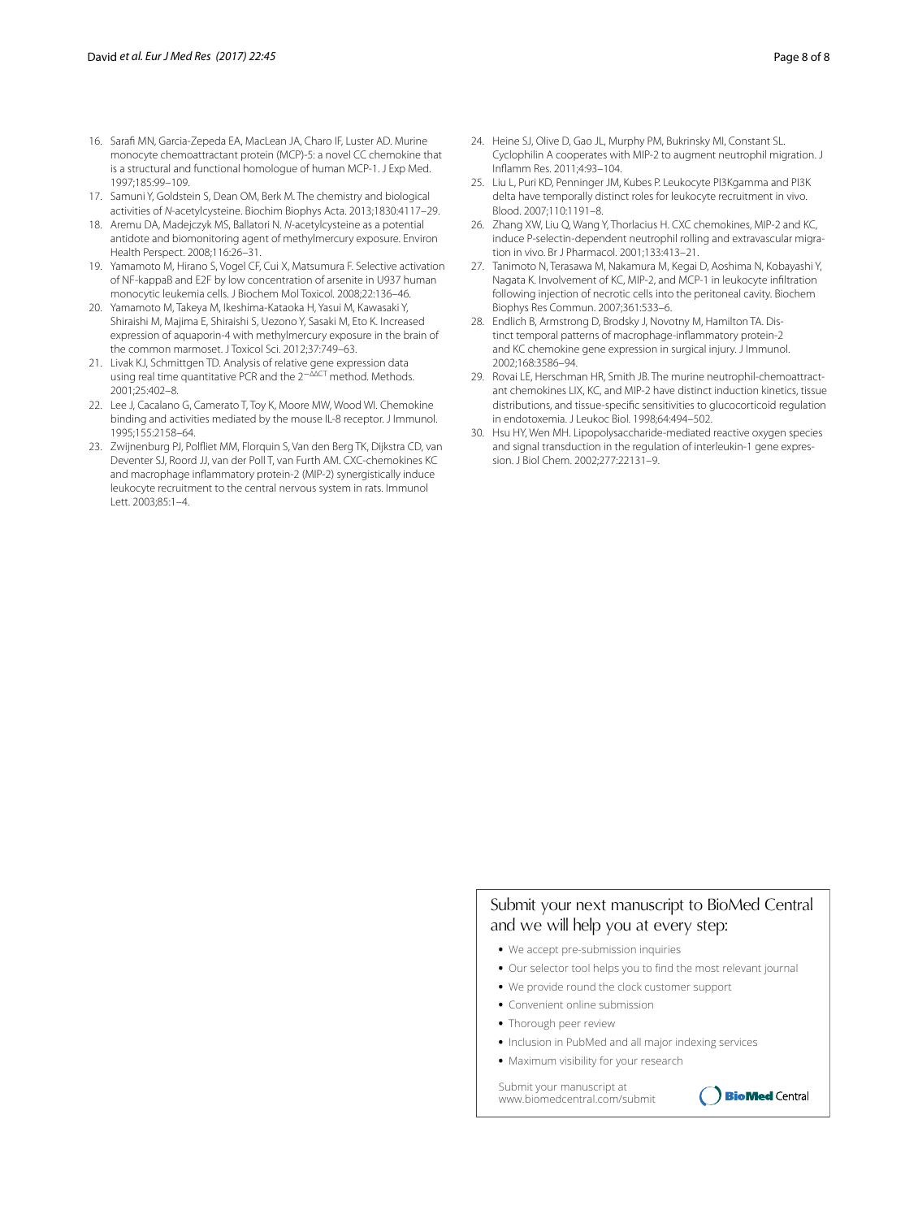16. Sarafi MN, Garcia-Zepeda EA, MacLean JA, Charo IF, Luster AD. Murine monocyte chemoattractant protein (MCP)-5: a novel CC chemokine that is a structural and functional homologue of human MCP-1. J Exp Med. 1997;185:99–109.
17. Samuni Y, Goldstein S, Dean OM, Berk M. The chemistry and biological activities of *N*-acetylcysteine. Biochim Biophys Acta. 2013;1830:4117–29.
18. Aremu DA, Madejczyk MS, Ballatori N. *N*-acetylcysteine as a potential antidote and biomonitoring agent of methylmercury exposure. Environ Health Perspect. 2008;116:26–31.
19. Yamamoto M, Hirano S, Vogel CF, Cui X, Matsumura F. Selective activation of NF-kappaB and E2F by low concentration of arsenite in U937 human monocytic leukemia cells. J Biochem Mol Toxicol. 2008;22:136–46.
20. Yamamoto M, Takeya M, Ikeshima-Kataoka H, Yasui M, Kawasaki Y, Shiraishi M, Majima E, Shiraishi S, Uezono Y, Sasaki M, Eto K. Increased expression of aquaporin-4 with methylmercury exposure in the brain of the common marmoset. J Toxicol Sci. 2012;37:749–63.
21. Livak KJ, Schmittgen TD. Analysis of relative gene expression data using real time quantitative PCR and the $2^{-\Delta\Delta CT}$ method. Methods. 2001;25:402–8.
22. Lee J, Cacalano G, Camerato T, Toy K, Moore MW, Wood WI. Chemokine binding and activities mediated by the mouse IL-8 receptor. J Immunol. 1995;155:2158–64.
23. Zwijnenburg PJ, Polfliet MM, Florquin S, Van den Berg TK, Dijkstra CD, van Deventer SJ, Roord JJ, van der Poll T, van Furth AM. CXC-chemokines KC and macrophage inflammatory protein-2 (MIP-2) synergistically induce leukocyte recruitment to the central nervous system in rats. Immunol Lett. 2003;85:1–4.
24. Heine SJ, Olive D, Gao JL, Murphy PM, Bukrinsky MI, Constant SL. Cyclophilin A cooperates with MIP-2 to augment neutrophil migration. J Inflamm Res. 2011;4:93–104.
25. Liu L, Puri KD, Penninger JM, Kubes P. Leukocyte PI3Kgamma and PI3K delta have temporally distinct roles for leukocyte recruitment in vivo. Blood. 2007;110:1191–8.
26. Zhang XW, Liu Q, Wang Y, Thorlacius H. CXC chemokines, MIP-2 and KC, induce P-selectin-dependent neutrophil rolling and extravascular migration in vivo. Br J Pharmacol. 2001;133:413–21.
27. Tanimoto N, Terasawa M, Nakamura M, Kegai D, Aoshima N, Kobayashi Y, Nagata K. Involvement of KC, MIP-2, and MCP-1 in leukocyte infiltration following injection of necrotic cells into the peritoneal cavity. Biochem Biophys Res Commun. 2007;361:533–6.
28. Endlich B, Armstrong D, Brodsky J, Novotny M, Hamilton TA. Distinct temporal patterns of macrophage-inflammatory protein-2 and KC chemokine gene expression in surgical injury. J Immunol. 2002;168:3586–94.
29. Rovai LE, Herschman HR, Smith JB. The murine neutrophil-chemoattractant chemokines LIX, KC, and MIP-2 have distinct induction kinetics, tissue distributions, and tissue-specific sensitivities to glucocorticoid regulation in endotoxemia. J Leukoc Biol. 1998;64:494–502.
30. Hsu HY, Wen MH. Lipopolysaccharide-mediated reactive oxygen species and signal transduction in the regulation of interleukin-1 gene expression. J Biol Chem. 2002;277:22131–9.

Submit your next manuscript to BioMed Central and we will help you at every step:

- We accept pre-submission inquiries
- Our selector tool helps you to find the most relevant journal
- We provide round the clock customer support
- Convenient online submission
- Thorough peer review
- Inclusion in PubMed and all major indexing services
- Maximum visibility for your research

Submit your manuscript at www.biomedcentral.com/submit

BioMed Central